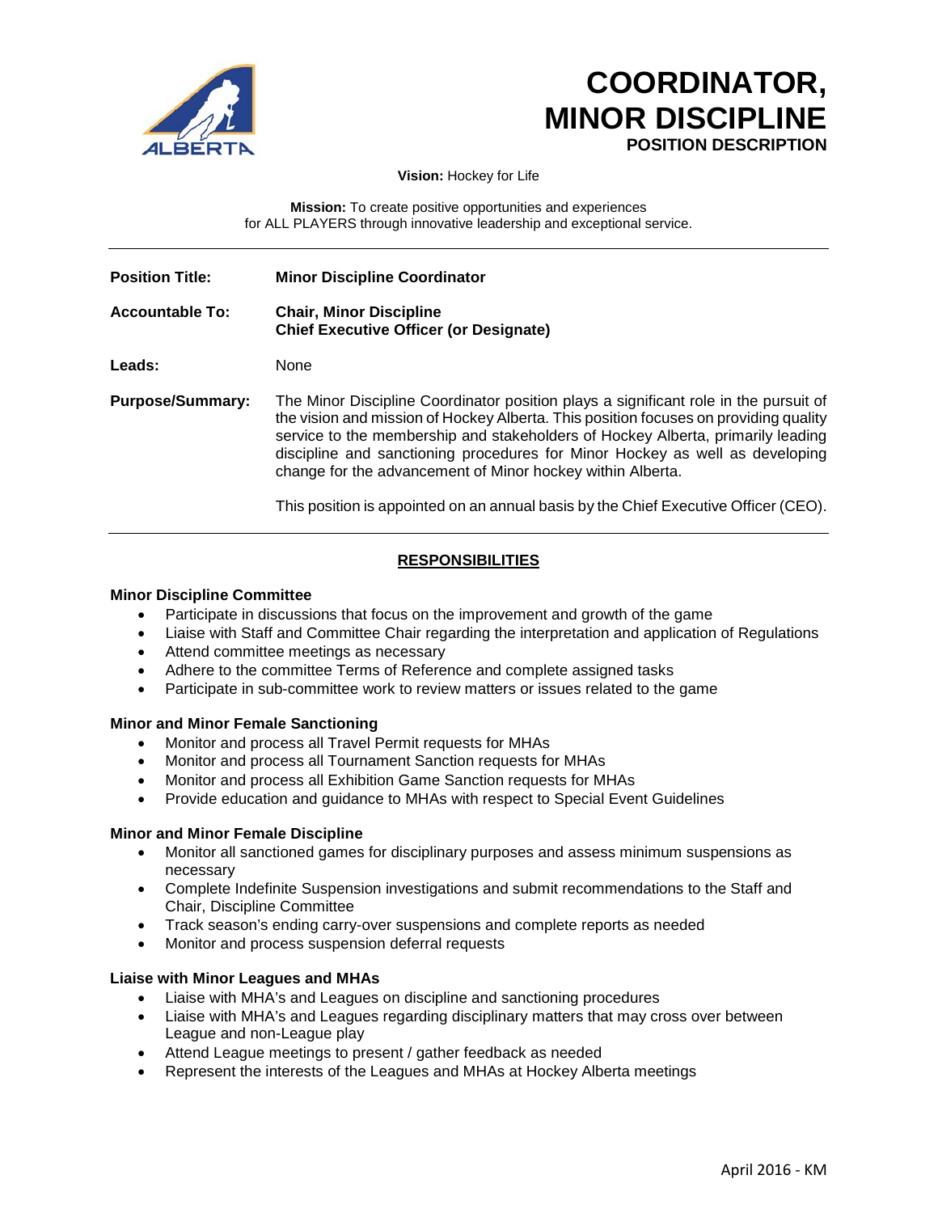# COORDINATOR, MINOR DISCIPLINE

**POSITION DESCRIPTION**

**Vision:** Hockey for Life

**Mission:** To create positive opportunities and experiences for ALL PLAYERS through innovative leadership and exceptional service.

---

| | |
|---|---|
| **Position Title:** | **Minor Discipline Coordinator** |
| **Accountable To:** | **Chair, Minor Discipline**<br>**Chief Executive Officer (or Designate)** |
| **Leads:** | None |
| **Purpose/Summary:** | The Minor Discipline Coordinator position plays a significant role in the pursuit of the vision and mission of Hockey Alberta. This position focuses on providing quality service to the membership and stakeholders of Hockey Alberta, primarily leading discipline and sanctioning procedures for Minor Hockey as well as developing change for the advancement of Minor hockey within Alberta.<br><br>This position is appointed on an annual basis by the Chief Executive Officer (CEO). |

---

## RESPONSIBILITIES

**Minor Discipline Committee**

- Participate in discussions that focus on the improvement and growth of the game
- Liaise with Staff and Committee Chair regarding the interpretation and application of Regulations
- Attend committee meetings as necessary
- Adhere to the committee Terms of Reference and complete assigned tasks
- Participate in sub-committee work to review matters or issues related to the game

**Minor and Minor Female Sanctioning**

- Monitor and process all Travel Permit requests for MHAs
- Monitor and process all Tournament Sanction requests for MHAs
- Monitor and process all Exhibition Game Sanction requests for MHAs
- Provide education and guidance to MHAs with respect to Special Event Guidelines

**Minor and Minor Female Discipline**

- Monitor all sanctioned games for disciplinary purposes and assess minimum suspensions as necessary
- Complete Indefinite Suspension investigations and submit recommendations to the Staff and Chair, Discipline Committee
- Track season's ending carry-over suspensions and complete reports as needed
- Monitor and process suspension deferral requests

**Liaise with Minor Leagues and MHAs**

- Liaise with MHA's and Leagues on discipline and sanctioning procedures
- Liaise with MHA's and Leagues regarding disciplinary matters that may cross over between League and non-League play
- Attend League meetings to present / gather feedback as needed
- Represent the interests of the Leagues and MHAs at Hockey Alberta meetings

April 2016 - KM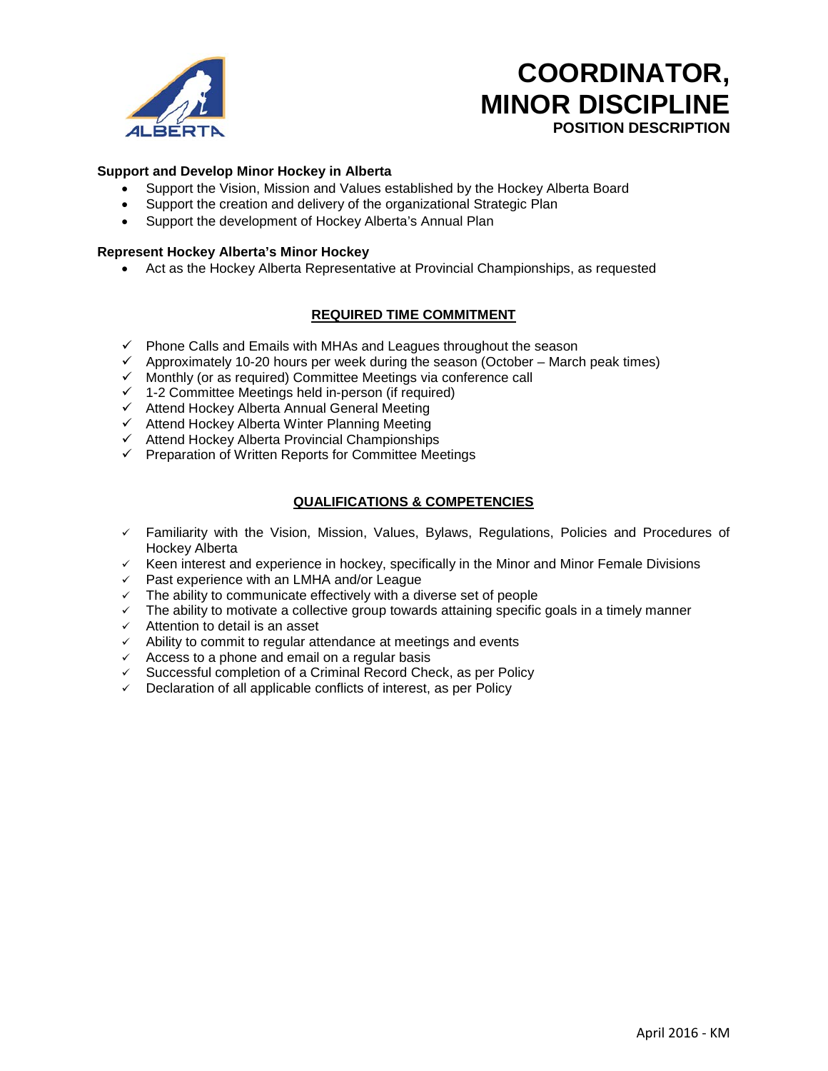# COORDINATOR, MINOR DISCIPLINE

**POSITION DESCRIPTION**

**Support and Develop Minor Hockey in Alberta**

- Support the Vision, Mission and Values established by the Hockey Alberta Board
- Support the creation and delivery of the organizational Strategic Plan
- Support the development of Hockey Alberta's Annual Plan

**Represent Hockey Alberta's Minor Hockey**

- Act as the Hockey Alberta Representative at Provincial Championships, as requested

## REQUIRED TIME COMMITMENT

- ✓ Phone Calls and Emails with MHAs and Leagues throughout the season
- ✓ Approximately 10-20 hours per week during the season (October – March peak times)
- ✓ Monthly (or as required) Committee Meetings via conference call
- ✓ 1-2 Committee Meetings held in-person (if required)
- ✓ Attend Hockey Alberta Annual General Meeting
- ✓ Attend Hockey Alberta Winter Planning Meeting
- ✓ Attend Hockey Alberta Provincial Championships
- ✓ Preparation of Written Reports for Committee Meetings

## QUALIFICATIONS & COMPETENCIES

- ✓ Familiarity with the Vision, Mission, Values, Bylaws, Regulations, Policies and Procedures of Hockey Alberta
- ✓ Keen interest and experience in hockey, specifically in the Minor and Minor Female Divisions
- ✓ Past experience with an LMHA and/or League
- ✓ The ability to communicate effectively with a diverse set of people
- ✓ The ability to motivate a collective group towards attaining specific goals in a timely manner
- ✓ Attention to detail is an asset
- ✓ Ability to commit to regular attendance at meetings and events
- ✓ Access to a phone and email on a regular basis
- ✓ Successful completion of a Criminal Record Check, as per Policy
- ✓ Declaration of all applicable conflicts of interest, as per Policy

April 2016 - KM